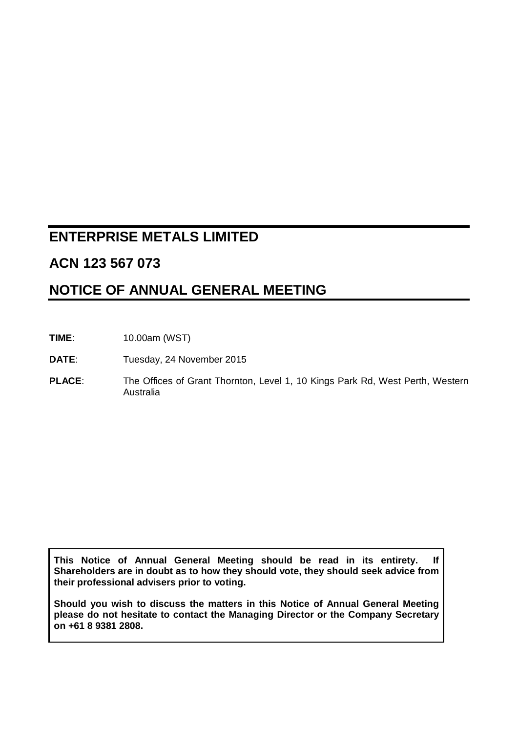# ENTERPRISE METALS LIMITED

## ACN 123 567 073

## NOTICE OF ANNUAL GENERAL MEETING

**TIME**: 10.00am (WST)

**DATE**: Tuesday, 24 November 2015

**PLACE**: The Offices of Grant Thornton, Level 1, 10 Kings Park Rd, West Perth, Western Australia

**This Notice of Annual General Meeting should be read in its entirety. If Shareholders are in doubt as to how they should vote, they should seek advice from their professional advisers prior to voting.**

**Should you wish to discuss the matters in this Notice of Annual General Meeting please do not hesitate to contact the Managing Director or the Company Secretary on +61 8 9381 2808.**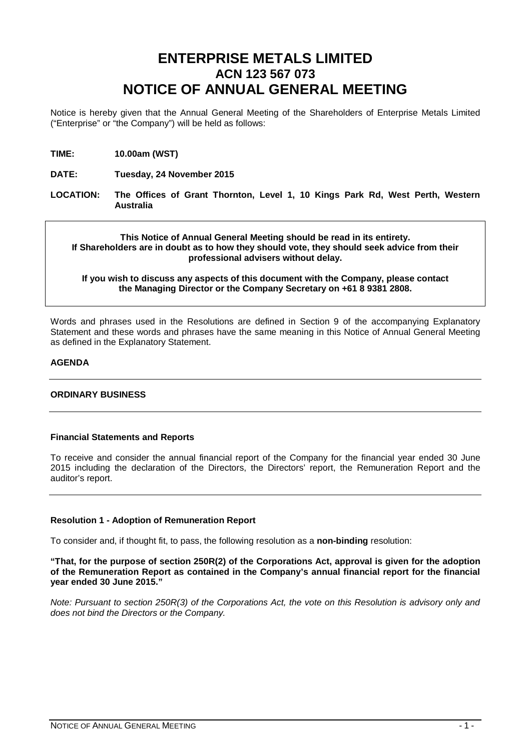# ENTERPRISE METALS LIMITED
## ACN 123 567 073
# NOTICE OF ANNUAL GENERAL MEETING

Notice is hereby given that the Annual General Meeting of the Shareholders of Enterprise Metals Limited ("Enterprise" or "the Company") will be held as follows:

**TIME:** **10.00am (WST)**

**DATE:** **Tuesday, 24 November 2015**

**LOCATION:** **The Offices of Grant Thornton, Level 1, 10 Kings Park Rd, West Perth, Western Australia**

> **This Notice of Annual General Meeting should be read in its entirety. If Shareholders are in doubt as to how they should vote, they should seek advice from their professional advisers without delay.**
>
> **If you wish to discuss any aspects of this document with the Company, please contact the Managing Director or the Company Secretary on +61 8 9381 2808.**

Words and phrases used in the Resolutions are defined in Section 9 of the accompanying Explanatory Statement and these words and phrases have the same meaning in this Notice of Annual General Meeting as defined in the Explanatory Statement.

**AGENDA**

---

**ORDINARY BUSINESS**

---

**Financial Statements and Reports**

To receive and consider the annual financial report of the Company for the financial year ended 30 June 2015 including the declaration of the Directors, the Directors' report, the Remuneration Report and the auditor's report.

---

**Resolution 1 - Adoption of Remuneration Report**

To consider and, if thought fit, to pass, the following resolution as a **non-binding** resolution:

**"That, for the purpose of section 250R(2) of the Corporations Act, approval is given for the adoption of the Remuneration Report as contained in the Company's annual financial report for the financial year ended 30 June 2015."**

*Note: Pursuant to section 250R(3) of the Corporations Act, the vote on this Resolution is advisory only and does not bind the Directors or the Company.*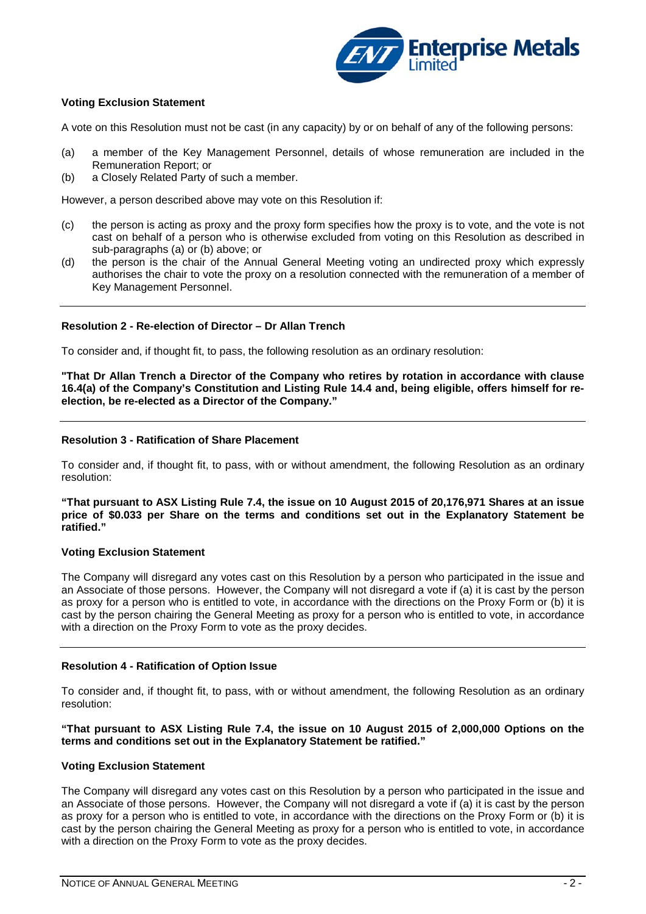**Voting Exclusion Statement**

A vote on this Resolution must not be cast (in any capacity) by or on behalf of any of the following persons:

(a) a member of the Key Management Personnel, details of whose remuneration are included in the Remuneration Report; or
(b) a Closely Related Party of such a member.

However, a person described above may vote on this Resolution if:

(c) the person is acting as proxy and the proxy form specifies how the proxy is to vote, and the vote is not cast on behalf of a person who is otherwise excluded from voting on this Resolution as described in sub-paragraphs (a) or (b) above; or
(d) the person is the chair of the Annual General Meeting voting an undirected proxy which expressly authorises the chair to vote the proxy on a resolution connected with the remuneration of a member of Key Management Personnel.

---

**Resolution 2 - Re-election of Director – Dr Allan Trench**

To consider and, if thought fit, to pass, the following resolution as an ordinary resolution:

**"That Dr Allan Trench a Director of the Company who retires by rotation in accordance with clause 16.4(a) of the Company's Constitution and Listing Rule 14.4 and, being eligible, offers himself for re-election, be re-elected as a Director of the Company."**

---

**Resolution 3 - Ratification of Share Placement**

To consider and, if thought fit, to pass, with or without amendment, the following Resolution as an ordinary resolution:

**"That pursuant to ASX Listing Rule 7.4, the issue on 10 August 2015 of 20,176,971 Shares at an issue price of $0.033 per Share on the terms and conditions set out in the Explanatory Statement be ratified."**

**Voting Exclusion Statement**

The Company will disregard any votes cast on this Resolution by a person who participated in the issue and an Associate of those persons. However, the Company will not disregard a vote if (a) it is cast by the person as proxy for a person who is entitled to vote, in accordance with the directions on the Proxy Form or (b) it is cast by the person chairing the General Meeting as proxy for a person who is entitled to vote, in accordance with a direction on the Proxy Form to vote as the proxy decides.

---

**Resolution 4 - Ratification of Option Issue**

To consider and, if thought fit, to pass, with or without amendment, the following Resolution as an ordinary resolution:

**"That pursuant to ASX Listing Rule 7.4, the issue on 10 August 2015 of 2,000,000 Options on the terms and conditions set out in the Explanatory Statement be ratified."**

**Voting Exclusion Statement**

The Company will disregard any votes cast on this Resolution by a person who participated in the issue and an Associate of those persons. However, the Company will not disregard a vote if (a) it is cast by the person as proxy for a person who is entitled to vote, in accordance with the directions on the Proxy Form or (b) it is cast by the person chairing the General Meeting as proxy for a person who is entitled to vote, in accordance with a direction on the Proxy Form to vote as the proxy decides.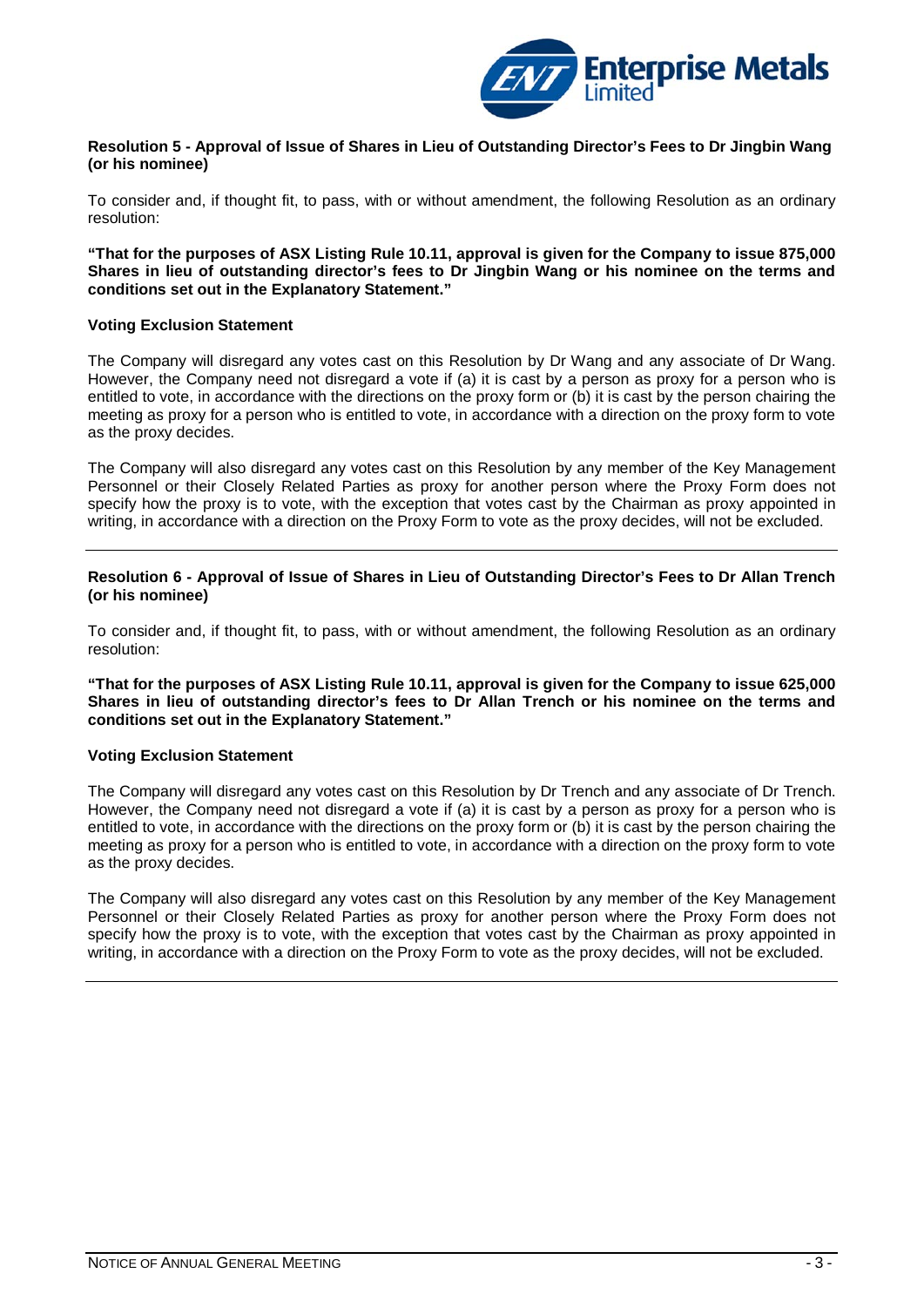**Resolution 5 - Approval of Issue of Shares in Lieu of Outstanding Director's Fees to Dr Jingbin Wang (or his nominee)**

To consider and, if thought fit, to pass, with or without amendment, the following Resolution as an ordinary resolution:

**"That for the purposes of ASX Listing Rule 10.11, approval is given for the Company to issue 875,000 Shares in lieu of outstanding director's fees to Dr Jingbin Wang or his nominee on the terms and conditions set out in the Explanatory Statement."**

**Voting Exclusion Statement**

The Company will disregard any votes cast on this Resolution by Dr Wang and any associate of Dr Wang. However, the Company need not disregard a vote if (a) it is cast by a person as proxy for a person who is entitled to vote, in accordance with the directions on the proxy form or (b) it is cast by the person chairing the meeting as proxy for a person who is entitled to vote, in accordance with a direction on the proxy form to vote as the proxy decides.

The Company will also disregard any votes cast on this Resolution by any member of the Key Management Personnel or their Closely Related Parties as proxy for another person where the Proxy Form does not specify how the proxy is to vote, with the exception that votes cast by the Chairman as proxy appointed in writing, in accordance with a direction on the Proxy Form to vote as the proxy decides, will not be excluded.

---

**Resolution 6 - Approval of Issue of Shares in Lieu of Outstanding Director's Fees to Dr Allan Trench (or his nominee)**

To consider and, if thought fit, to pass, with or without amendment, the following Resolution as an ordinary resolution:

**"That for the purposes of ASX Listing Rule 10.11, approval is given for the Company to issue 625,000 Shares in lieu of outstanding director's fees to Dr Allan Trench or his nominee on the terms and conditions set out in the Explanatory Statement."**

**Voting Exclusion Statement**

The Company will disregard any votes cast on this Resolution by Dr Trench and any associate of Dr Trench. However, the Company need not disregard a vote if (a) it is cast by a person as proxy for a person who is entitled to vote, in accordance with the directions on the proxy form or (b) it is cast by the person chairing the meeting as proxy for a person who is entitled to vote, in accordance with a direction on the proxy form to vote as the proxy decides.

The Company will also disregard any votes cast on this Resolution by any member of the Key Management Personnel or their Closely Related Parties as proxy for another person where the Proxy Form does not specify how the proxy is to vote, with the exception that votes cast by the Chairman as proxy appointed in writing, in accordance with a direction on the Proxy Form to vote as the proxy decides, will not be excluded.

---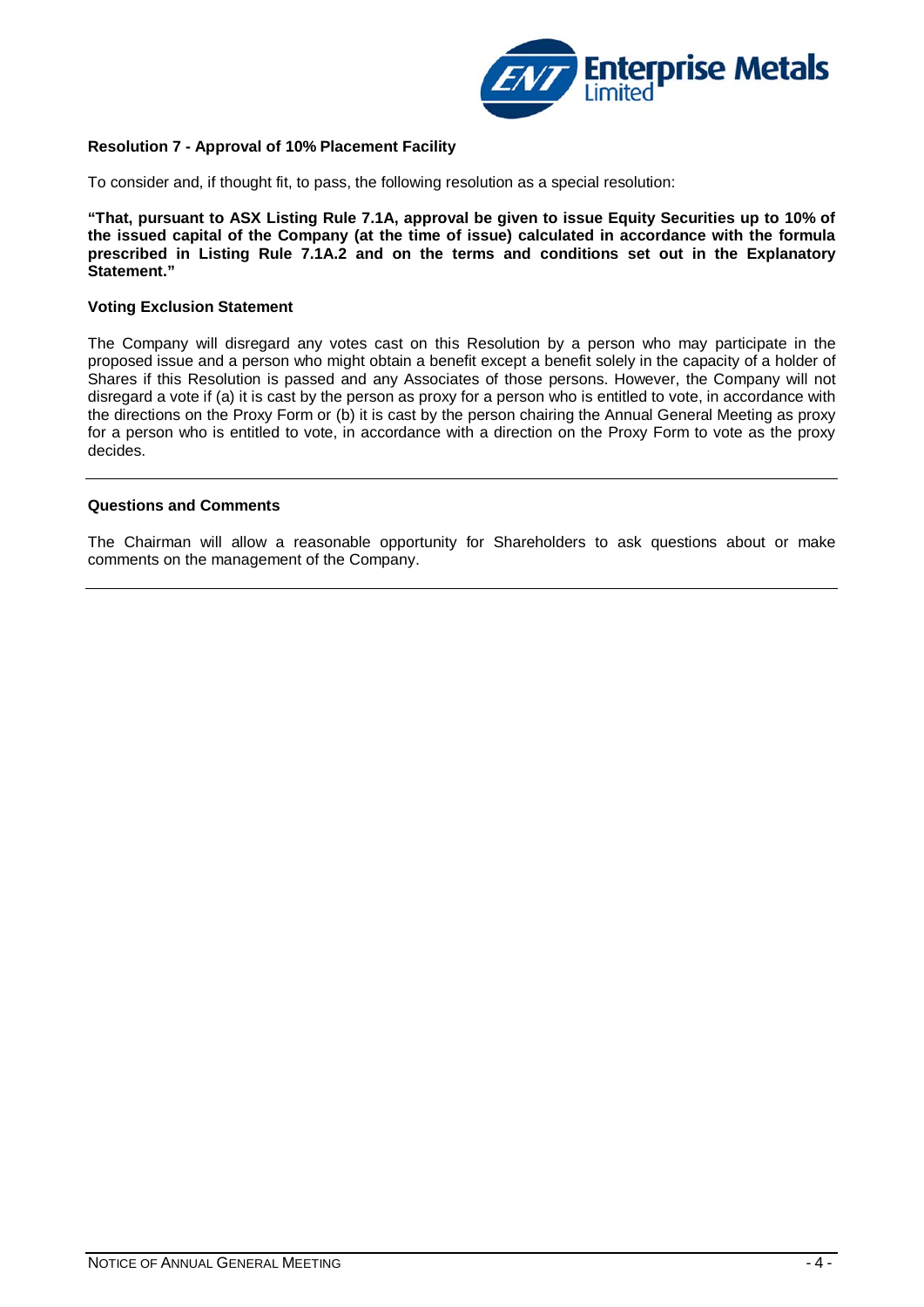**Resolution 7 - Approval of 10% Placement Facility**

To consider and, if thought fit, to pass, the following resolution as a special resolution:

**"That, pursuant to ASX Listing Rule 7.1A, approval be given to issue Equity Securities up to 10% of the issued capital of the Company (at the time of issue) calculated in accordance with the formula prescribed in Listing Rule 7.1A.2 and on the terms and conditions set out in the Explanatory Statement."**

**Voting Exclusion Statement**

The Company will disregard any votes cast on this Resolution by a person who may participate in the proposed issue and a person who might obtain a benefit except a benefit solely in the capacity of a holder of Shares if this Resolution is passed and any Associates of those persons. However, the Company will not disregard a vote if (a) it is cast by the person as proxy for a person who is entitled to vote, in accordance with the directions on the Proxy Form or (b) it is cast by the person chairing the Annual General Meeting as proxy for a person who is entitled to vote, in accordance with a direction on the Proxy Form to vote as the proxy decides.

---

**Questions and Comments**

The Chairman will allow a reasonable opportunity for Shareholders to ask questions about or make comments on the management of the Company.

---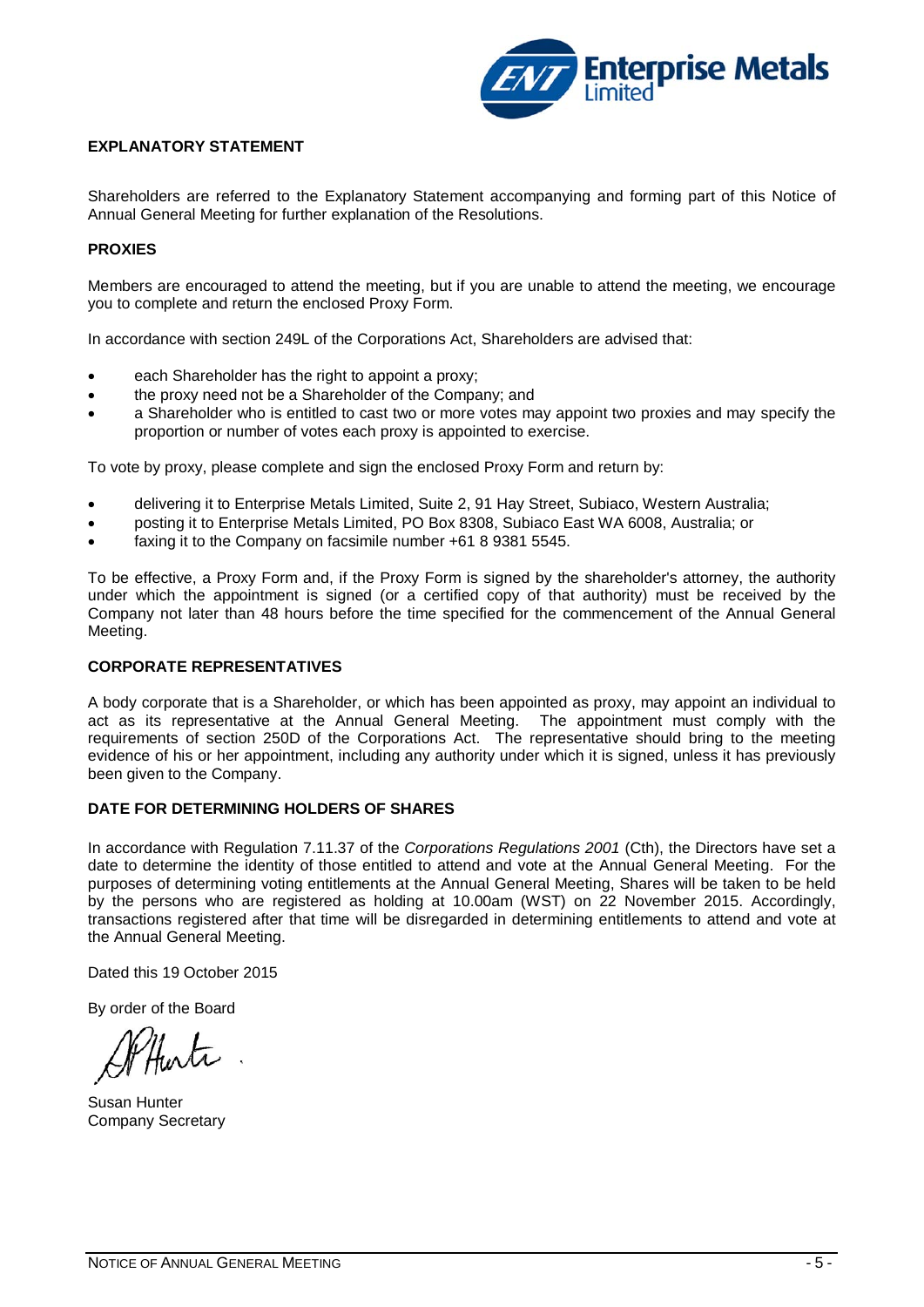## EXPLANATORY STATEMENT

Shareholders are referred to the Explanatory Statement accompanying and forming part of this Notice of Annual General Meeting for further explanation of the Resolutions.

## PROXIES

Members are encouraged to attend the meeting, but if you are unable to attend the meeting, we encourage you to complete and return the enclosed Proxy Form.

In accordance with section 249L of the Corporations Act, Shareholders are advised that:

- each Shareholder has the right to appoint a proxy;
- the proxy need not be a Shareholder of the Company; and
- a Shareholder who is entitled to cast two or more votes may appoint two proxies and may specify the proportion or number of votes each proxy is appointed to exercise.

To vote by proxy, please complete and sign the enclosed Proxy Form and return by:

- delivering it to Enterprise Metals Limited, Suite 2, 91 Hay Street, Subiaco, Western Australia;
- posting it to Enterprise Metals Limited, PO Box 8308, Subiaco East WA 6008, Australia; or
- faxing it to the Company on facsimile number +61 8 9381 5545.

To be effective, a Proxy Form and, if the Proxy Form is signed by the shareholder's attorney, the authority under which the appointment is signed (or a certified copy of that authority) must be received by the Company not later than 48 hours before the time specified for the commencement of the Annual General Meeting.

## CORPORATE REPRESENTATIVES

A body corporate that is a Shareholder, or which has been appointed as proxy, may appoint an individual to act as its representative at the Annual General Meeting. The appointment must comply with the requirements of section 250D of the Corporations Act. The representative should bring to the meeting evidence of his or her appointment, including any authority under which it is signed, unless it has previously been given to the Company.

## DATE FOR DETERMINING HOLDERS OF SHARES

In accordance with Regulation 7.11.37 of the *Corporations Regulations 2001* (Cth), the Directors have set a date to determine the identity of those entitled to attend and vote at the Annual General Meeting. For the purposes of determining voting entitlements at the Annual General Meeting, Shares will be taken to be held by the persons who are registered as holding at 10.00am (WST) on 22 November 2015. Accordingly, transactions registered after that time will be disregarded in determining entitlements to attend and vote at the Annual General Meeting.

Dated this 19 October 2015

By order of the Board

Susan Hunter
Company Secretary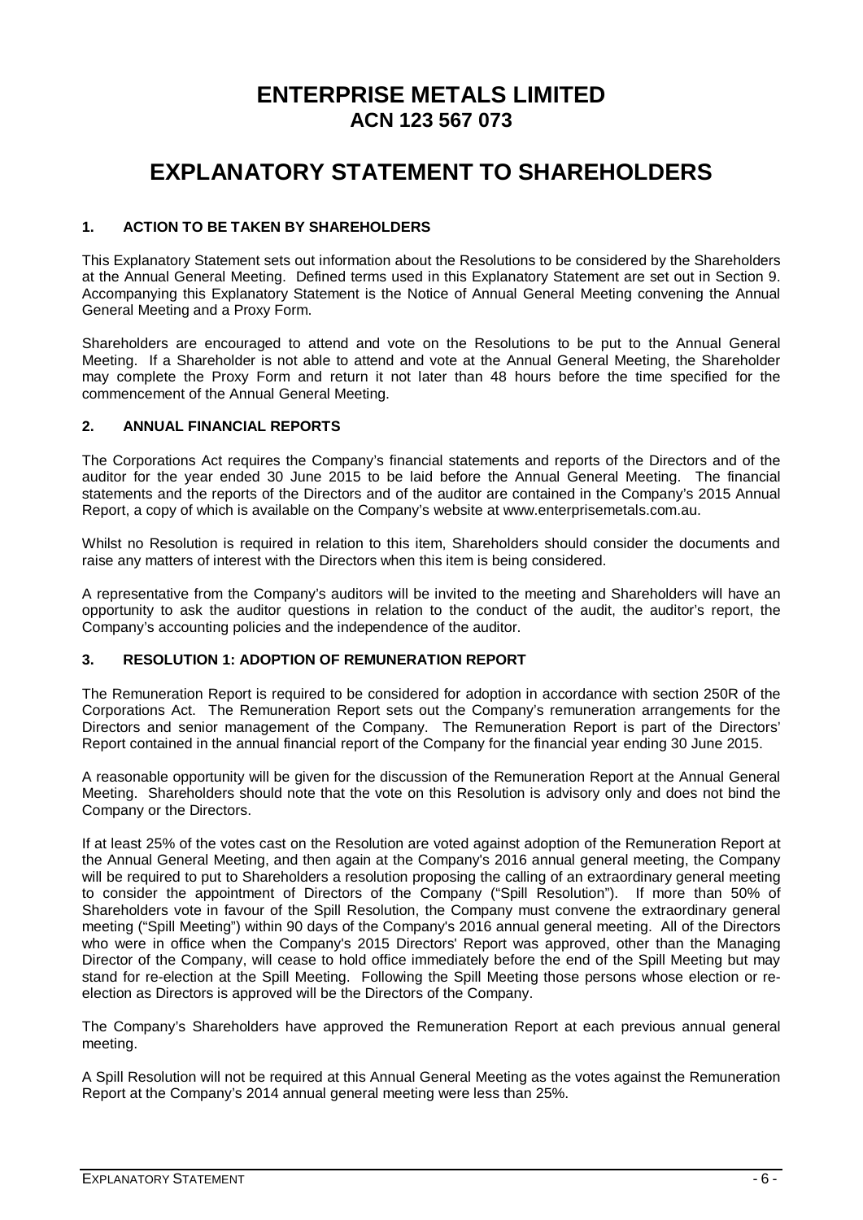# ENTERPRISE METALS LIMITED
## ACN 123 567 073

# EXPLANATORY STATEMENT TO SHAREHOLDERS

### 1. ACTION TO BE TAKEN BY SHAREHOLDERS

This Explanatory Statement sets out information about the Resolutions to be considered by the Shareholders at the Annual General Meeting. Defined terms used in this Explanatory Statement are set out in Section 9. Accompanying this Explanatory Statement is the Notice of Annual General Meeting convening the Annual General Meeting and a Proxy Form.

Shareholders are encouraged to attend and vote on the Resolutions to be put to the Annual General Meeting. If a Shareholder is not able to attend and vote at the Annual General Meeting, the Shareholder may complete the Proxy Form and return it not later than 48 hours before the time specified for the commencement of the Annual General Meeting.

### 2. ANNUAL FINANCIAL REPORTS

The Corporations Act requires the Company's financial statements and reports of the Directors and of the auditor for the year ended 30 June 2015 to be laid before the Annual General Meeting. The financial statements and the reports of the Directors and of the auditor are contained in the Company's 2015 Annual Report, a copy of which is available on the Company's website at www.enterprisemetals.com.au.

Whilst no Resolution is required in relation to this item, Shareholders should consider the documents and raise any matters of interest with the Directors when this item is being considered.

A representative from the Company's auditors will be invited to the meeting and Shareholders will have an opportunity to ask the auditor questions in relation to the conduct of the audit, the auditor's report, the Company's accounting policies and the independence of the auditor.

### 3. RESOLUTION 1: ADOPTION OF REMUNERATION REPORT

The Remuneration Report is required to be considered for adoption in accordance with section 250R of the Corporations Act. The Remuneration Report sets out the Company's remuneration arrangements for the Directors and senior management of the Company. The Remuneration Report is part of the Directors' Report contained in the annual financial report of the Company for the financial year ending 30 June 2015.

A reasonable opportunity will be given for the discussion of the Remuneration Report at the Annual General Meeting. Shareholders should note that the vote on this Resolution is advisory only and does not bind the Company or the Directors.

If at least 25% of the votes cast on the Resolution are voted against adoption of the Remuneration Report at the Annual General Meeting, and then again at the Company's 2016 annual general meeting, the Company will be required to put to Shareholders a resolution proposing the calling of an extraordinary general meeting to consider the appointment of Directors of the Company ("Spill Resolution"). If more than 50% of Shareholders vote in favour of the Spill Resolution, the Company must convene the extraordinary general meeting ("Spill Meeting") within 90 days of the Company's 2016 annual general meeting. All of the Directors who were in office when the Company's 2015 Directors' Report was approved, other than the Managing Director of the Company, will cease to hold office immediately before the end of the Spill Meeting but may stand for re-election at the Spill Meeting. Following the Spill Meeting those persons whose election or re-election as Directors is approved will be the Directors of the Company.

The Company's Shareholders have approved the Remuneration Report at each previous annual general meeting.

A Spill Resolution will not be required at this Annual General Meeting as the votes against the Remuneration Report at the Company's 2014 annual general meeting were less than 25%.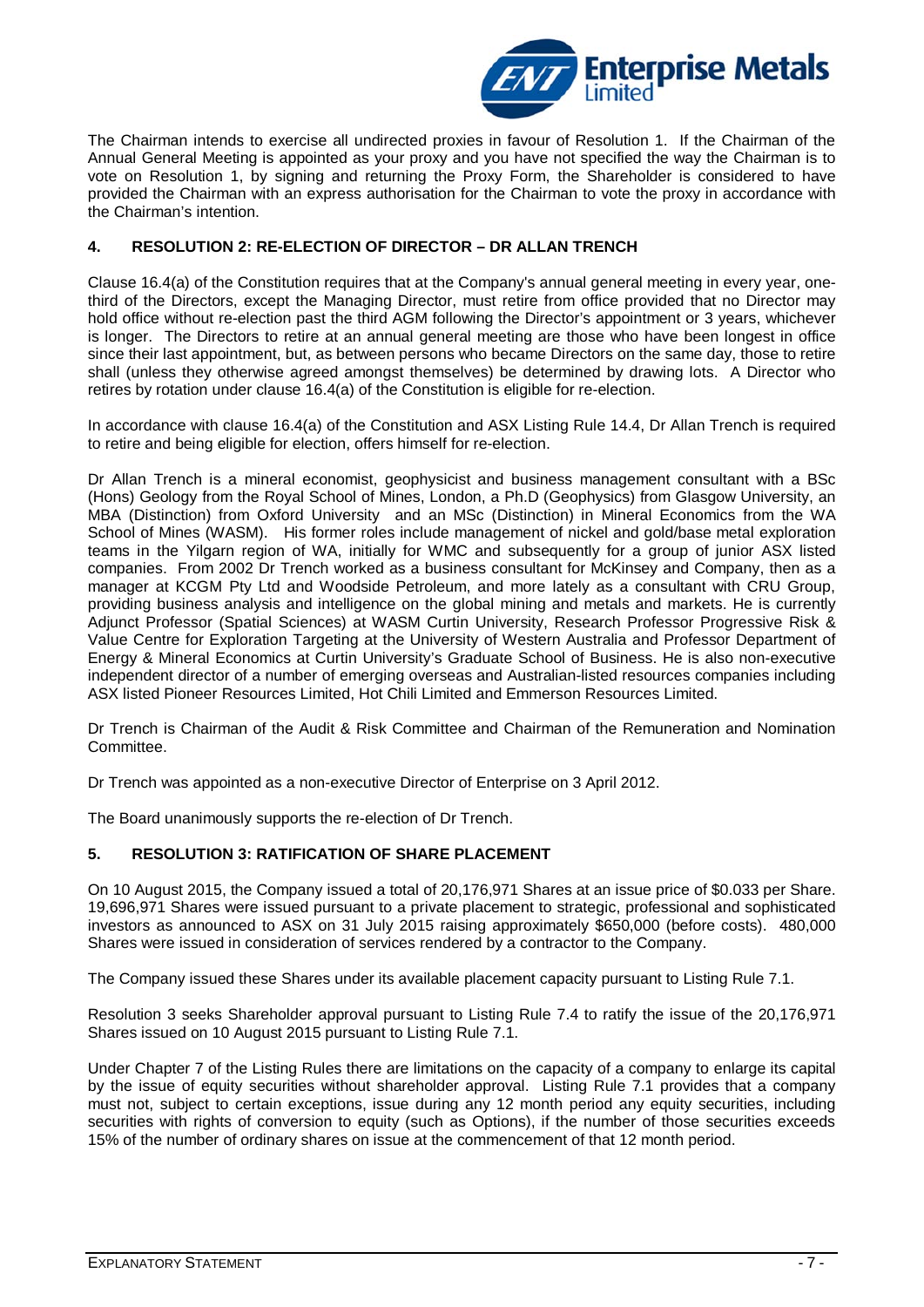The Chairman intends to exercise all undirected proxies in favour of Resolution 1. If the Chairman of the Annual General Meeting is appointed as your proxy and you have not specified the way the Chairman is to vote on Resolution 1, by signing and returning the Proxy Form, the Shareholder is considered to have provided the Chairman with an express authorisation for the Chairman to vote the proxy in accordance with the Chairman's intention.

## 4. RESOLUTION 2: RE-ELECTION OF DIRECTOR – DR ALLAN TRENCH

Clause 16.4(a) of the Constitution requires that at the Company's annual general meeting in every year, one-third of the Directors, except the Managing Director, must retire from office provided that no Director may hold office without re-election past the third AGM following the Director's appointment or 3 years, whichever is longer. The Directors to retire at an annual general meeting are those who have been longest in office since their last appointment, but, as between persons who became Directors on the same day, those to retire shall (unless they otherwise agreed amongst themselves) be determined by drawing lots. A Director who retires by rotation under clause 16.4(a) of the Constitution is eligible for re-election.

In accordance with clause 16.4(a) of the Constitution and ASX Listing Rule 14.4, Dr Allan Trench is required to retire and being eligible for election, offers himself for re-election.

Dr Allan Trench is a mineral economist, geophysicist and business management consultant with a BSc (Hons) Geology from the Royal School of Mines, London, a Ph.D (Geophysics) from Glasgow University, an MBA (Distinction) from Oxford University and an MSc (Distinction) in Mineral Economics from the WA School of Mines (WASM). His former roles include management of nickel and gold/base metal exploration teams in the Yilgarn region of WA, initially for WMC and subsequently for a group of junior ASX listed companies. From 2002 Dr Trench worked as a business consultant for McKinsey and Company, then as a manager at KCGM Pty Ltd and Woodside Petroleum, and more lately as a consultant with CRU Group, providing business analysis and intelligence on the global mining and metals and markets. He is currently Adjunct Professor (Spatial Sciences) at WASM Curtin University, Research Professor Progressive Risk & Value Centre for Exploration Targeting at the University of Western Australia and Professor Department of Energy & Mineral Economics at Curtin University's Graduate School of Business. He is also non-executive independent director of a number of emerging overseas and Australian-listed resources companies including ASX listed Pioneer Resources Limited, Hot Chili Limited and Emmerson Resources Limited.

Dr Trench is Chairman of the Audit & Risk Committee and Chairman of the Remuneration and Nomination Committee.

Dr Trench was appointed as a non-executive Director of Enterprise on 3 April 2012.

The Board unanimously supports the re-election of Dr Trench.

## 5. RESOLUTION 3: RATIFICATION OF SHARE PLACEMENT

On 10 August 2015, the Company issued a total of 20,176,971 Shares at an issue price of \$0.033 per Share. 19,696,971 Shares were issued pursuant to a private placement to strategic, professional and sophisticated investors as announced to ASX on 31 July 2015 raising approximately \$650,000 (before costs). 480,000 Shares were issued in consideration of services rendered by a contractor to the Company.

The Company issued these Shares under its available placement capacity pursuant to Listing Rule 7.1.

Resolution 3 seeks Shareholder approval pursuant to Listing Rule 7.4 to ratify the issue of the 20,176,971 Shares issued on 10 August 2015 pursuant to Listing Rule 7.1.

Under Chapter 7 of the Listing Rules there are limitations on the capacity of a company to enlarge its capital by the issue of equity securities without shareholder approval. Listing Rule 7.1 provides that a company must not, subject to certain exceptions, issue during any 12 month period any equity securities, including securities with rights of conversion to equity (such as Options), if the number of those securities exceeds 15% of the number of ordinary shares on issue at the commencement of that 12 month period.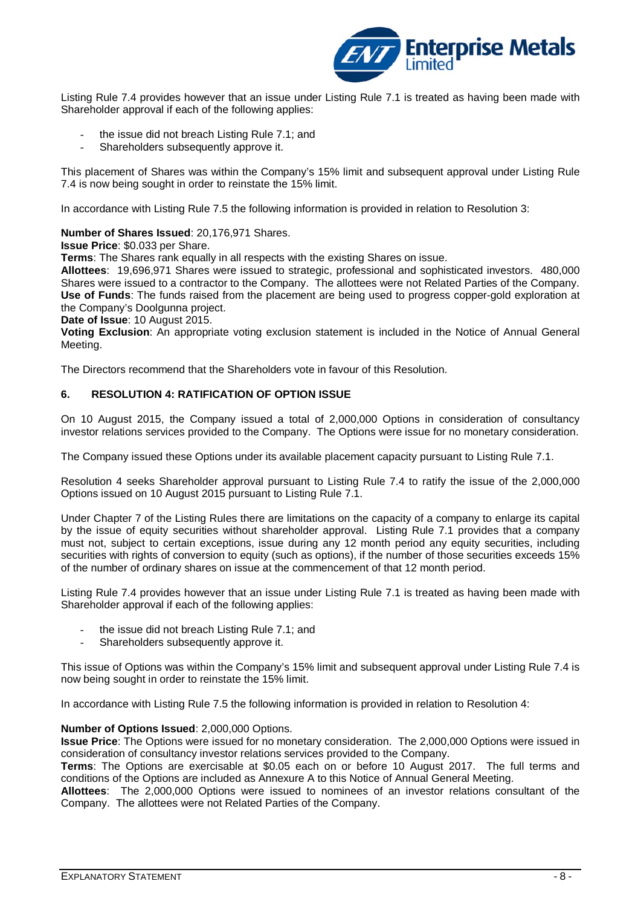Listing Rule 7.4 provides however that an issue under Listing Rule 7.1 is treated as having been made with Shareholder approval if each of the following applies:

- the issue did not breach Listing Rule 7.1; and
- Shareholders subsequently approve it.

This placement of Shares was within the Company's 15% limit and subsequent approval under Listing Rule 7.4 is now being sought in order to reinstate the 15% limit.

In accordance with Listing Rule 7.5 the following information is provided in relation to Resolution 3:

**Number of Shares Issued**: 20,176,971 Shares.
**Issue Price**: $0.033 per Share.
**Terms**: The Shares rank equally in all respects with the existing Shares on issue.
**Allottees**: 19,696,971 Shares were issued to strategic, professional and sophisticated investors. 480,000 Shares were issued to a contractor to the Company. The allottees were not Related Parties of the Company.
**Use of Funds**: The funds raised from the placement are being used to progress copper-gold exploration at the Company's Doolgunna project.
**Date of Issue**: 10 August 2015.
**Voting Exclusion**: An appropriate voting exclusion statement is included in the Notice of Annual General Meeting.

The Directors recommend that the Shareholders vote in favour of this Resolution.

## 6. RESOLUTION 4: RATIFICATION OF OPTION ISSUE

On 10 August 2015, the Company issued a total of 2,000,000 Options in consideration of consultancy investor relations services provided to the Company. The Options were issue for no monetary consideration.

The Company issued these Options under its available placement capacity pursuant to Listing Rule 7.1.

Resolution 4 seeks Shareholder approval pursuant to Listing Rule 7.4 to ratify the issue of the 2,000,000 Options issued on 10 August 2015 pursuant to Listing Rule 7.1.

Under Chapter 7 of the Listing Rules there are limitations on the capacity of a company to enlarge its capital by the issue of equity securities without shareholder approval. Listing Rule 7.1 provides that a company must not, subject to certain exceptions, issue during any 12 month period any equity securities, including securities with rights of conversion to equity (such as options), if the number of those securities exceeds 15% of the number of ordinary shares on issue at the commencement of that 12 month period.

Listing Rule 7.4 provides however that an issue under Listing Rule 7.1 is treated as having been made with Shareholder approval if each of the following applies:

- the issue did not breach Listing Rule 7.1; and
- Shareholders subsequently approve it.

This issue of Options was within the Company's 15% limit and subsequent approval under Listing Rule 7.4 is now being sought in order to reinstate the 15% limit.

In accordance with Listing Rule 7.5 the following information is provided in relation to Resolution 4:

**Number of Options Issued**: 2,000,000 Options.
**Issue Price**: The Options were issued for no monetary consideration. The 2,000,000 Options were issued in consideration of consultancy investor relations services provided to the Company.
**Terms**: The Options are exercisable at $0.05 each on or before 10 August 2017. The full terms and conditions of the Options are included as Annexure A to this Notice of Annual General Meeting.
**Allottees**: The 2,000,000 Options were issued to nominees of an investor relations consultant of the Company. The allottees were not Related Parties of the Company.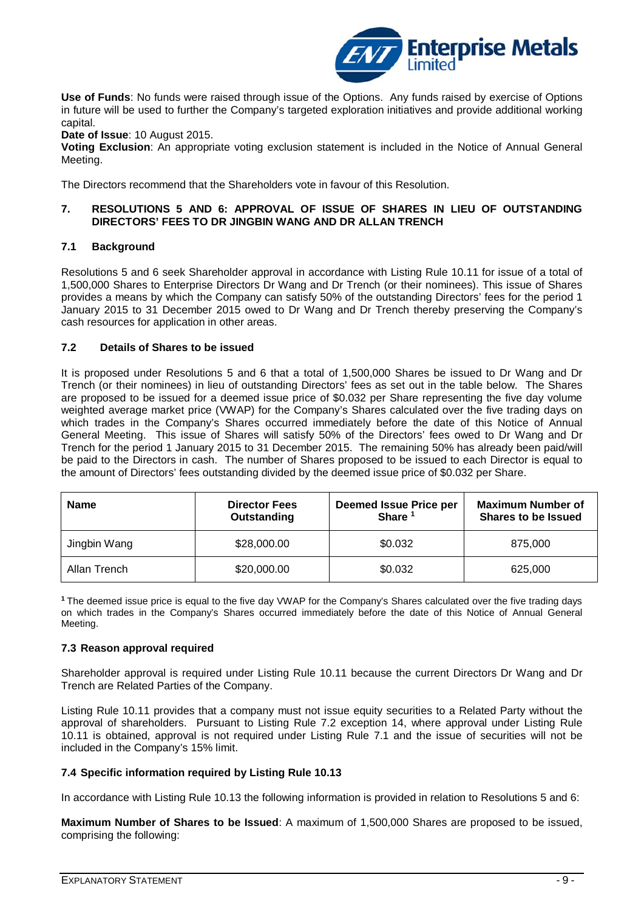**Use of Funds**: No funds were raised through issue of the Options. Any funds raised by exercise of Options in future will be used to further the Company's targeted exploration initiatives and provide additional working capital.

**Date of Issue**: 10 August 2015.

**Voting Exclusion**: An appropriate voting exclusion statement is included in the Notice of Annual General Meeting.

The Directors recommend that the Shareholders vote in favour of this Resolution.

## 7. RESOLUTIONS 5 AND 6: APPROVAL OF ISSUE OF SHARES IN LIEU OF OUTSTANDING DIRECTORS' FEES TO DR JINGBIN WANG AND DR ALLAN TRENCH

### 7.1 Background

Resolutions 5 and 6 seek Shareholder approval in accordance with Listing Rule 10.11 for issue of a total of 1,500,000 Shares to Enterprise Directors Dr Wang and Dr Trench (or their nominees). This issue of Shares provides a means by which the Company can satisfy 50% of the outstanding Directors' fees for the period 1 January 2015 to 31 December 2015 owed to Dr Wang and Dr Trench thereby preserving the Company's cash resources for application in other areas.

### 7.2 Details of Shares to be issued

It is proposed under Resolutions 5 and 6 that a total of 1,500,000 Shares be issued to Dr Wang and Dr Trench (or their nominees) in lieu of outstanding Directors' fees as set out in the table below. The Shares are proposed to be issued for a deemed issue price of $0.032 per Share representing the five day volume weighted average market price (VWAP) for the Company's Shares calculated over the five trading days on which trades in the Company's Shares occurred immediately before the date of this Notice of Annual General Meeting. This issue of Shares will satisfy 50% of the Directors' fees owed to Dr Wang and Dr Trench for the period 1 January 2015 to 31 December 2015. The remaining 50% has already been paid/will be paid to the Directors in cash. The number of Shares proposed to be issued to each Director is equal to the amount of Directors' fees outstanding divided by the deemed issue price of $0.032 per Share.

| Name | Director Fees Outstanding | Deemed Issue Price per Share [1] | Maximum Number of Shares to be Issued |
|---|---|---|---|
| Jingbin Wang | $28,000.00 | $0.032 | 875,000 |
| Allan Trench | $20,000.00 | $0.032 | 625,000 |

[1] The deemed issue price is equal to the five day VWAP for the Company's Shares calculated over the five trading days on which trades in the Company's Shares occurred immediately before the date of this Notice of Annual General Meeting.

### 7.3 Reason approval required

Shareholder approval is required under Listing Rule 10.11 because the current Directors Dr Wang and Dr Trench are Related Parties of the Company.

Listing Rule 10.11 provides that a company must not issue equity securities to a Related Party without the approval of shareholders. Pursuant to Listing Rule 7.2 exception 14, where approval under Listing Rule 10.11 is obtained, approval is not required under Listing Rule 7.1 and the issue of securities will not be included in the Company's 15% limit.

### 7.4 Specific information required by Listing Rule 10.13

In accordance with Listing Rule 10.13 the following information is provided in relation to Resolutions 5 and 6:

**Maximum Number of Shares to be Issued**: A maximum of 1,500,000 Shares are proposed to be issued, comprising the following: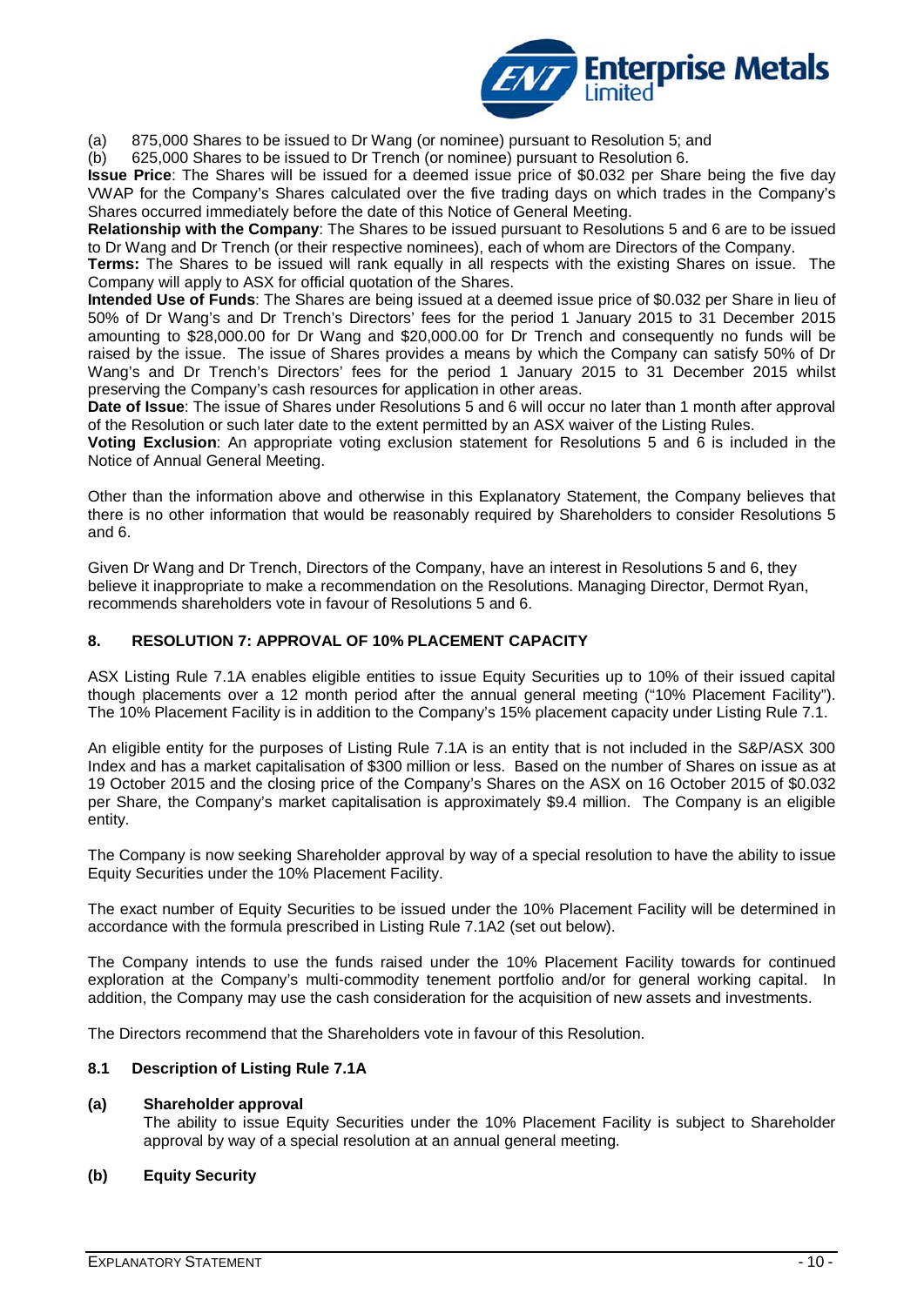(a) 875,000 Shares to be issued to Dr Wang (or nominee) pursuant to Resolution 5; and

(b) 625,000 Shares to be issued to Dr Trench (or nominee) pursuant to Resolution 6.

**Issue Price**: The Shares will be issued for a deemed issue price of $0.032 per Share being the five day VWAP for the Company's Shares calculated over the five trading days on which trades in the Company's Shares occurred immediately before the date of this Notice of General Meeting.

**Relationship with the Company**: The Shares to be issued pursuant to Resolutions 5 and 6 are to be issued to Dr Wang and Dr Trench (or their respective nominees), each of whom are Directors of the Company.

**Terms:** The Shares to be issued will rank equally in all respects with the existing Shares on issue. The Company will apply to ASX for official quotation of the Shares.

**Intended Use of Funds**: The Shares are being issued at a deemed issue price of $0.032 per Share in lieu of 50% of Dr Wang's and Dr Trench's Directors' fees for the period 1 January 2015 to 31 December 2015 amounting to $28,000.00 for Dr Wang and $20,000.00 for Dr Trench and consequently no funds will be raised by the issue. The issue of Shares provides a means by which the Company can satisfy 50% of Dr Wang's and Dr Trench's Directors' fees for the period 1 January 2015 to 31 December 2015 whilst preserving the Company's cash resources for application in other areas.

**Date of Issue**: The issue of Shares under Resolutions 5 and 6 will occur no later than 1 month after approval of the Resolution or such later date to the extent permitted by an ASX waiver of the Listing Rules.

**Voting Exclusion**: An appropriate voting exclusion statement for Resolutions 5 and 6 is included in the Notice of Annual General Meeting.

Other than the information above and otherwise in this Explanatory Statement, the Company believes that there is no other information that would be reasonably required by Shareholders to consider Resolutions 5 and 6.

Given Dr Wang and Dr Trench, Directors of the Company, have an interest in Resolutions 5 and 6, they believe it inappropriate to make a recommendation on the Resolutions. Managing Director, Dermot Ryan, recommends shareholders vote in favour of Resolutions 5 and 6.

## 8. RESOLUTION 7: APPROVAL OF 10% PLACEMENT CAPACITY

ASX Listing Rule 7.1A enables eligible entities to issue Equity Securities up to 10% of their issued capital though placements over a 12 month period after the annual general meeting ("10% Placement Facility"). The 10% Placement Facility is in addition to the Company's 15% placement capacity under Listing Rule 7.1.

An eligible entity for the purposes of Listing Rule 7.1A is an entity that is not included in the S&P/ASX 300 Index and has a market capitalisation of $300 million or less. Based on the number of Shares on issue as at 19 October 2015 and the closing price of the Company's Shares on the ASX on 16 October 2015 of $0.032 per Share, the Company's market capitalisation is approximately $9.4 million. The Company is an eligible entity.

The Company is now seeking Shareholder approval by way of a special resolution to have the ability to issue Equity Securities under the 10% Placement Facility.

The exact number of Equity Securities to be issued under the 10% Placement Facility will be determined in accordance with the formula prescribed in Listing Rule 7.1A2 (set out below).

The Company intends to use the funds raised under the 10% Placement Facility towards for continued exploration at the Company's multi-commodity tenement portfolio and/or for general working capital. In addition, the Company may use the cash consideration for the acquisition of new assets and investments.

The Directors recommend that the Shareholders vote in favour of this Resolution.

### 8.1 Description of Listing Rule 7.1A

**(a) Shareholder approval**

The ability to issue Equity Securities under the 10% Placement Facility is subject to Shareholder approval by way of a special resolution at an annual general meeting.

**(b) Equity Security**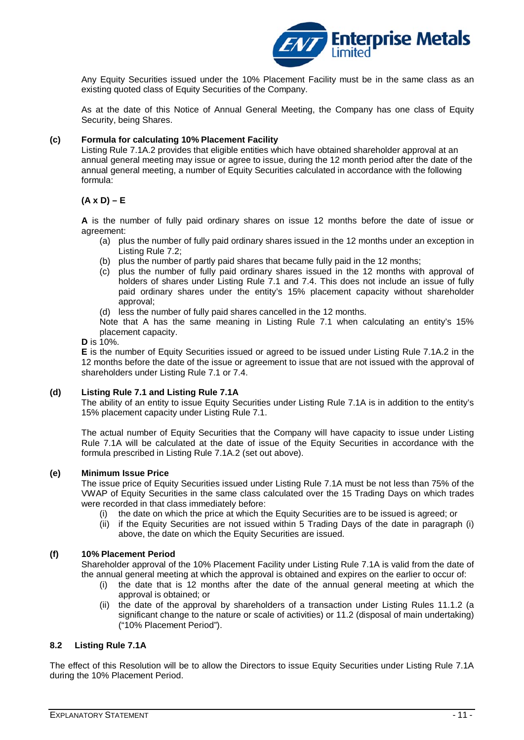Any Equity Securities issued under the 10% Placement Facility must be in the same class as an existing quoted class of Equity Securities of the Company.

As at the date of this Notice of Annual General Meeting, the Company has one class of Equity Security, being Shares.

**(c) Formula for calculating 10% Placement Facility**

Listing Rule 7.1A.2 provides that eligible entities which have obtained shareholder approval at an annual general meeting may issue or agree to issue, during the 12 month period after the date of the annual general meeting, a number of Equity Securities calculated in accordance with the following formula:

**(A x D) – E**

**A** is the number of fully paid ordinary shares on issue 12 months before the date of issue or agreement:

(a) plus the number of fully paid ordinary shares issued in the 12 months under an exception in Listing Rule 7.2;

(b) plus the number of partly paid shares that became fully paid in the 12 months;

(c) plus the number of fully paid ordinary shares issued in the 12 months with approval of holders of shares under Listing Rule 7.1 and 7.4. This does not include an issue of fully paid ordinary shares under the entity's 15% placement capacity without shareholder approval;

(d) less the number of fully paid shares cancelled in the 12 months.

Note that A has the same meaning in Listing Rule 7.1 when calculating an entity's 15% placement capacity.

**D** is 10%.

**E** is the number of Equity Securities issued or agreed to be issued under Listing Rule 7.1A.2 in the 12 months before the date of the issue or agreement to issue that are not issued with the approval of shareholders under Listing Rule 7.1 or 7.4.

**(d) Listing Rule 7.1 and Listing Rule 7.1A**

The ability of an entity to issue Equity Securities under Listing Rule 7.1A is in addition to the entity's 15% placement capacity under Listing Rule 7.1.

The actual number of Equity Securities that the Company will have capacity to issue under Listing Rule 7.1A will be calculated at the date of issue of the Equity Securities in accordance with the formula prescribed in Listing Rule 7.1A.2 (set out above).

**(e) Minimum Issue Price**

The issue price of Equity Securities issued under Listing Rule 7.1A must be not less than 75% of the VWAP of Equity Securities in the same class calculated over the 15 Trading Days on which trades were recorded in that class immediately before:

(i) the date on which the price at which the Equity Securities are to be issued is agreed; or

(ii) if the Equity Securities are not issued within 5 Trading Days of the date in paragraph (i) above, the date on which the Equity Securities are issued.

**(f) 10% Placement Period**

Shareholder approval of the 10% Placement Facility under Listing Rule 7.1A is valid from the date of the annual general meeting at which the approval is obtained and expires on the earlier to occur of:

(i) the date that is 12 months after the date of the annual general meeting at which the approval is obtained; or

(ii) the date of the approval by shareholders of a transaction under Listing Rules 11.1.2 (a significant change to the nature or scale of activities) or 11.2 (disposal of main undertaking) ("10% Placement Period").

### 8.2 Listing Rule 7.1A

The effect of this Resolution will be to allow the Directors to issue Equity Securities under Listing Rule 7.1A during the 10% Placement Period.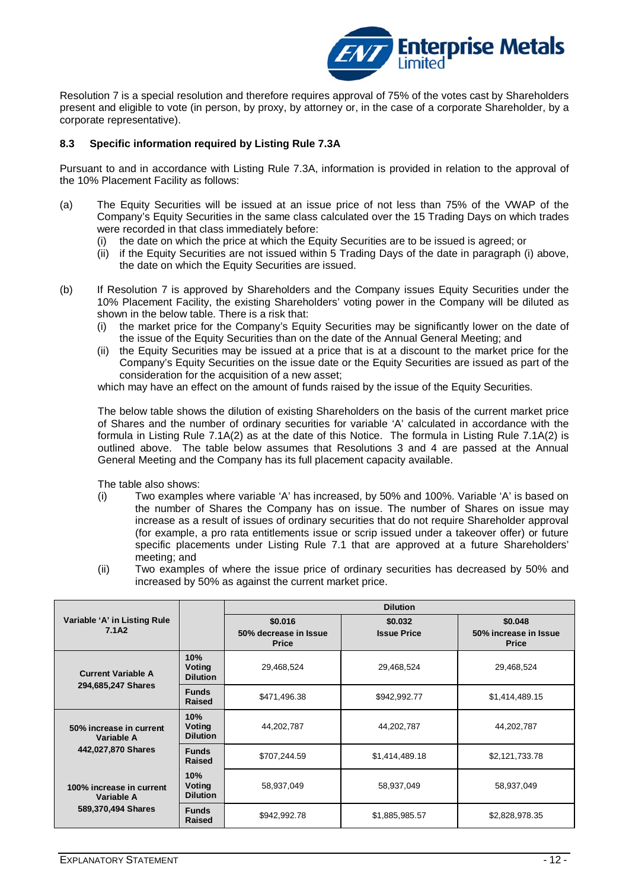Resolution 7 is a special resolution and therefore requires approval of 75% of the votes cast by Shareholders present and eligible to vote (in person, by proxy, by attorney or, in the case of a corporate Shareholder, by a corporate representative).

### 8.3 Specific information required by Listing Rule 7.3A

Pursuant to and in accordance with Listing Rule 7.3A, information is provided in relation to the approval of the 10% Placement Facility as follows:

(a) The Equity Securities will be issued at an issue price of not less than 75% of the VWAP of the Company's Equity Securities in the same class calculated over the 15 Trading Days on which trades were recorded in that class immediately before:
   (i) the date on which the price at which the Equity Securities are to be issued is agreed; or
   (ii) if the Equity Securities are not issued within 5 Trading Days of the date in paragraph (i) above, the date on which the Equity Securities are issued.

(b) If Resolution 7 is approved by Shareholders and the Company issues Equity Securities under the 10% Placement Facility, the existing Shareholders' voting power in the Company will be diluted as shown in the below table. There is a risk that:
   (i) the market price for the Company's Equity Securities may be significantly lower on the date of the issue of the Equity Securities than on the date of the Annual General Meeting; and
   (ii) the Equity Securities may be issued at a price that is at a discount to the market price for the Company's Equity Securities on the issue date or the Equity Securities are issued as part of the consideration for the acquisition of a new asset;

   which may have an effect on the amount of funds raised by the issue of the Equity Securities.

   The below table shows the dilution of existing Shareholders on the basis of the current market price of Shares and the number of ordinary securities for variable 'A' calculated in accordance with the formula in Listing Rule 7.1A(2) as at the date of this Notice. The formula in Listing Rule 7.1A(2) is outlined above. The table below assumes that Resolutions 3 and 4 are passed at the Annual General Meeting and the Company has its full placement capacity available.

   The table also shows:
   (i) Two examples where variable 'A' has increased, by 50% and 100%. Variable 'A' is based on the number of Shares the Company has on issue. The number of Shares on issue may increase as a result of issues of ordinary securities that do not require Shareholder approval (for example, a pro rata entitlements issue or scrip issued under a takeover offer) or future specific placements under Listing Rule 7.1 that are approved at a future Shareholders' meeting; and
   (ii) Two examples of where the issue price of ordinary securities has decreased by 50% and increased by 50% as against the current market price.

| Variable 'A' in Listing Rule 7.1A2 | | Dilution | | |
|---|---|---|---|---|
| | | **\$0.016**<br>**50% decrease in Issue Price** | **\$0.032**<br>**Issue Price** | **\$0.048**<br>**50% increase in Issue Price** |
| **Current Variable A**<br>**294,685,247 Shares** | **10% Voting Dilution** | 29,468,524 | 29,468,524 | 29,468,524 |
| | **Funds Raised** | \$471,496.38 | \$942,992.77 | \$1,414,489.15 |
| **50% increase in current Variable A**<br>**442,027,870 Shares** | **10% Voting Dilution** | 44,202,787 | 44,202,787 | 44,202,787 |
| | **Funds Raised** | \$707,244.59 | \$1,414,489.18 | \$2,121,733.78 |
| **100% increase in current Variable A**<br>**589,370,494 Shares** | **10% Voting Dilution** | 58,937,049 | 58,937,049 | 58,937,049 |
| | **Funds Raised** | \$942,992.78 | \$1,885,985.57 | \$2,828,978.35 |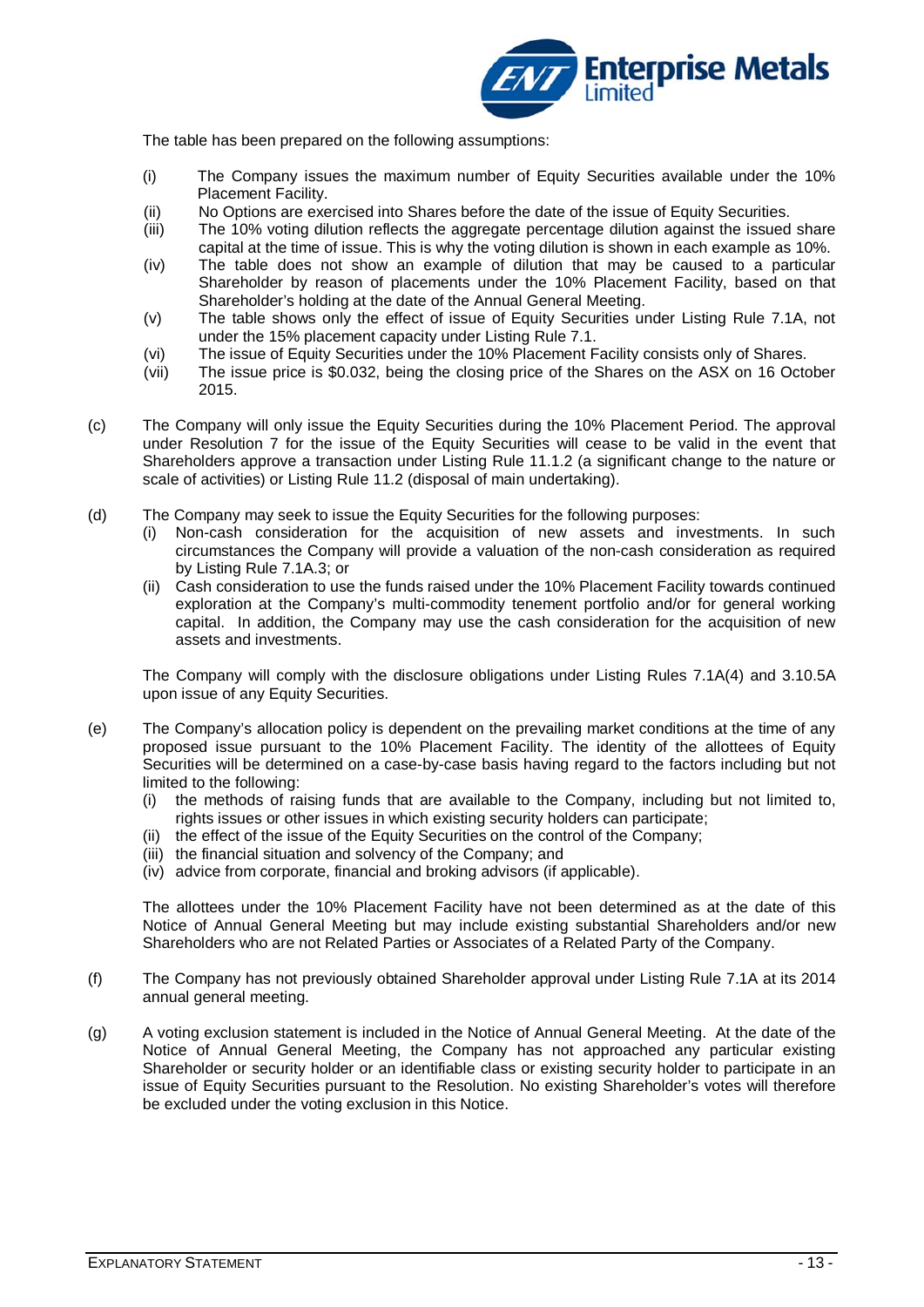The table has been prepared on the following assumptions:

(i) The Company issues the maximum number of Equity Securities available under the 10% Placement Facility.

(ii) No Options are exercised into Shares before the date of the issue of Equity Securities.

(iii) The 10% voting dilution reflects the aggregate percentage dilution against the issued share capital at the time of issue. This is why the voting dilution is shown in each example as 10%.

(iv) The table does not show an example of dilution that may be caused to a particular Shareholder by reason of placements under the 10% Placement Facility, based on that Shareholder's holding at the date of the Annual General Meeting.

(v) The table shows only the effect of issue of Equity Securities under Listing Rule 7.1A, not under the 15% placement capacity under Listing Rule 7.1.

(vi) The issue of Equity Securities under the 10% Placement Facility consists only of Shares.

(vii) The issue price is $0.032, being the closing price of the Shares on the ASX on 16 October 2015.

(c) The Company will only issue the Equity Securities during the 10% Placement Period. The approval under Resolution 7 for the issue of the Equity Securities will cease to be valid in the event that Shareholders approve a transaction under Listing Rule 11.1.2 (a significant change to the nature or scale of activities) or Listing Rule 11.2 (disposal of main undertaking).

(d) The Company may seek to issue the Equity Securities for the following purposes:

(i) Non-cash consideration for the acquisition of new assets and investments. In such circumstances the Company will provide a valuation of the non-cash consideration as required by Listing Rule 7.1A.3; or

(ii) Cash consideration to use the funds raised under the 10% Placement Facility towards continued exploration at the Company's multi-commodity tenement portfolio and/or for general working capital. In addition, the Company may use the cash consideration for the acquisition of new assets and investments.

The Company will comply with the disclosure obligations under Listing Rules 7.1A(4) and 3.10.5A upon issue of any Equity Securities.

(e) The Company's allocation policy is dependent on the prevailing market conditions at the time of any proposed issue pursuant to the 10% Placement Facility. The identity of the allottees of Equity Securities will be determined on a case-by-case basis having regard to the factors including but not limited to the following:

(i) the methods of raising funds that are available to the Company, including but not limited to, rights issues or other issues in which existing security holders can participate;

(ii) the effect of the issue of the Equity Securities on the control of the Company;

(iii) the financial situation and solvency of the Company; and

(iv) advice from corporate, financial and broking advisors (if applicable).

The allottees under the 10% Placement Facility have not been determined as at the date of this Notice of Annual General Meeting but may include existing substantial Shareholders and/or new Shareholders who are not Related Parties or Associates of a Related Party of the Company.

(f) The Company has not previously obtained Shareholder approval under Listing Rule 7.1A at its 2014 annual general meeting.

(g) A voting exclusion statement is included in the Notice of Annual General Meeting. At the date of the Notice of Annual General Meeting, the Company has not approached any particular existing Shareholder or security holder or an identifiable class or existing security holder to participate in an issue of Equity Securities pursuant to the Resolution. No existing Shareholder's votes will therefore be excluded under the voting exclusion in this Notice.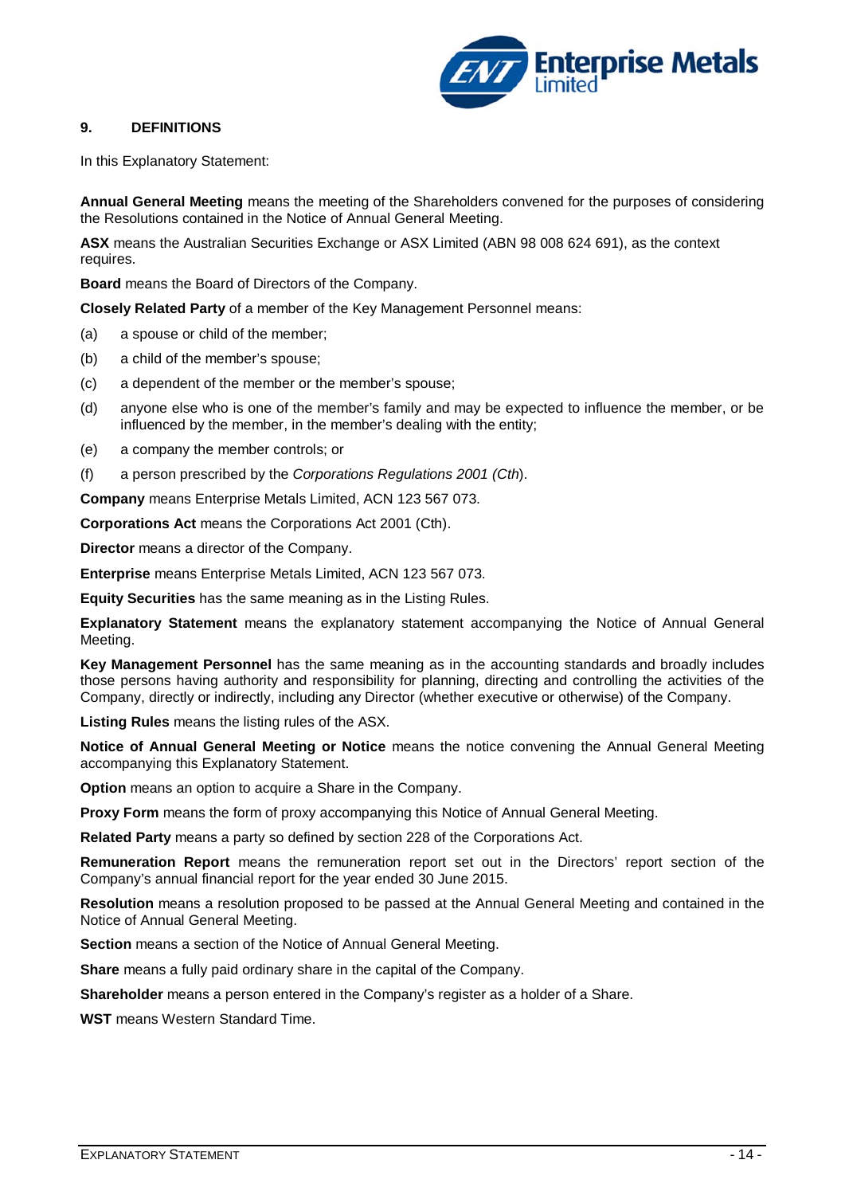## 9. DEFINITIONS

In this Explanatory Statement:

**Annual General Meeting** means the meeting of the Shareholders convened for the purposes of considering the Resolutions contained in the Notice of Annual General Meeting.

**ASX** means the Australian Securities Exchange or ASX Limited (ABN 98 008 624 691), as the context requires.

**Board** means the Board of Directors of the Company.

**Closely Related Party** of a member of the Key Management Personnel means:

(a) a spouse or child of the member;

(b) a child of the member's spouse;

(c) a dependent of the member or the member's spouse;

(d) anyone else who is one of the member's family and may be expected to influence the member, or be influenced by the member, in the member's dealing with the entity;

(e) a company the member controls; or

(f) a person prescribed by the *Corporations Regulations 2001 (Cth)*.

**Company** means Enterprise Metals Limited, ACN 123 567 073.

**Corporations Act** means the Corporations Act 2001 (Cth).

**Director** means a director of the Company.

**Enterprise** means Enterprise Metals Limited, ACN 123 567 073.

**Equity Securities** has the same meaning as in the Listing Rules.

**Explanatory Statement** means the explanatory statement accompanying the Notice of Annual General Meeting.

**Key Management Personnel** has the same meaning as in the accounting standards and broadly includes those persons having authority and responsibility for planning, directing and controlling the activities of the Company, directly or indirectly, including any Director (whether executive or otherwise) of the Company.

**Listing Rules** means the listing rules of the ASX.

**Notice of Annual General Meeting or Notice** means the notice convening the Annual General Meeting accompanying this Explanatory Statement.

**Option** means an option to acquire a Share in the Company.

**Proxy Form** means the form of proxy accompanying this Notice of Annual General Meeting.

**Related Party** means a party so defined by section 228 of the Corporations Act.

**Remuneration Report** means the remuneration report set out in the Directors' report section of the Company's annual financial report for the year ended 30 June 2015.

**Resolution** means a resolution proposed to be passed at the Annual General Meeting and contained in the Notice of Annual General Meeting.

**Section** means a section of the Notice of Annual General Meeting.

**Share** means a fully paid ordinary share in the capital of the Company.

**Shareholder** means a person entered in the Company's register as a holder of a Share.

**WST** means Western Standard Time.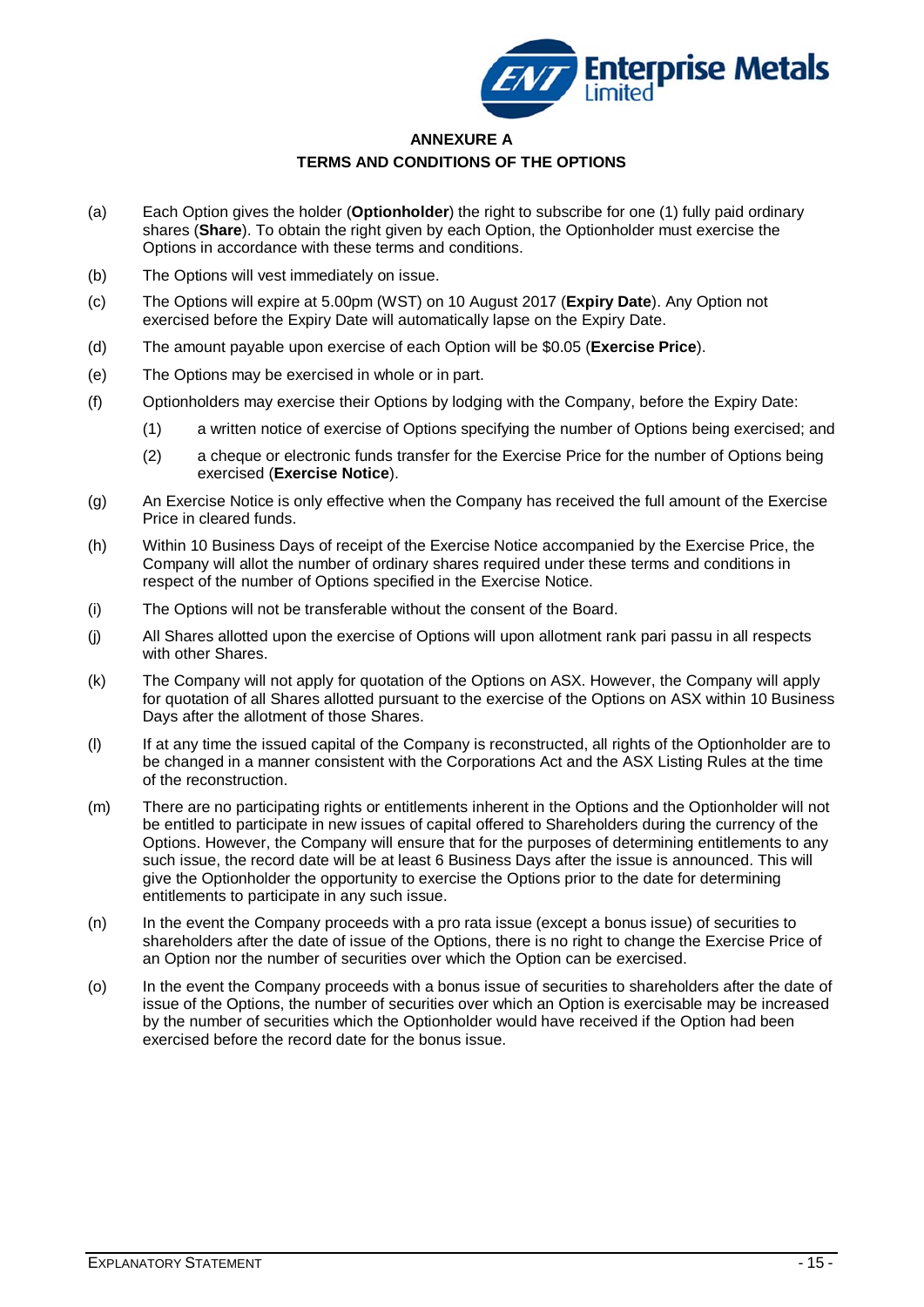## ANNEXURE A

## TERMS AND CONDITIONS OF THE OPTIONS

(a) Each Option gives the holder (**Optionholder**) the right to subscribe for one (1) fully paid ordinary shares (**Share**). To obtain the right given by each Option, the Optionholder must exercise the Options in accordance with these terms and conditions.

(b) The Options will vest immediately on issue.

(c) The Options will expire at 5.00pm (WST) on 10 August 2017 (**Expiry Date**). Any Option not exercised before the Expiry Date will automatically lapse on the Expiry Date.

(d) The amount payable upon exercise of each Option will be $0.05 (**Exercise Price**).

(e) The Options may be exercised in whole or in part.

(f) Optionholders may exercise their Options by lodging with the Company, before the Expiry Date:

  (1) a written notice of exercise of Options specifying the number of Options being exercised; and

  (2) a cheque or electronic funds transfer for the Exercise Price for the number of Options being exercised (**Exercise Notice**).

(g) An Exercise Notice is only effective when the Company has received the full amount of the Exercise Price in cleared funds.

(h) Within 10 Business Days of receipt of the Exercise Notice accompanied by the Exercise Price, the Company will allot the number of ordinary shares required under these terms and conditions in respect of the number of Options specified in the Exercise Notice.

(i) The Options will not be transferable without the consent of the Board.

(j) All Shares allotted upon the exercise of Options will upon allotment rank pari passu in all respects with other Shares.

(k) The Company will not apply for quotation of the Options on ASX. However, the Company will apply for quotation of all Shares allotted pursuant to the exercise of the Options on ASX within 10 Business Days after the allotment of those Shares.

(l) If at any time the issued capital of the Company is reconstructed, all rights of the Optionholder are to be changed in a manner consistent with the Corporations Act and the ASX Listing Rules at the time of the reconstruction.

(m) There are no participating rights or entitlements inherent in the Options and the Optionholder will not be entitled to participate in new issues of capital offered to Shareholders during the currency of the Options. However, the Company will ensure that for the purposes of determining entitlements to any such issue, the record date will be at least 6 Business Days after the issue is announced. This will give the Optionholder the opportunity to exercise the Options prior to the date for determining entitlements to participate in any such issue.

(n) In the event the Company proceeds with a pro rata issue (except a bonus issue) of securities to shareholders after the date of issue of the Options, there is no right to change the Exercise Price of an Option nor the number of securities over which the Option can be exercised.

(o) In the event the Company proceeds with a bonus issue of securities to shareholders after the date of issue of the Options, the number of securities over which an Option is exercisable may be increased by the number of securities which the Optionholder would have received if the Option had been exercised before the record date for the bonus issue.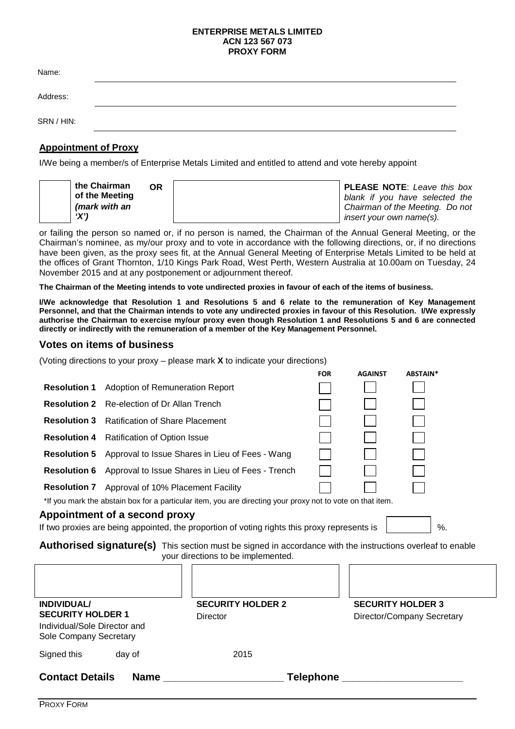**ENTERPRISE METALS LIMITED**
**ACN 123 567 073**
**PROXY FORM**

Name: ____________________________________________

Address: ____________________________________________

SRN / HIN: ____________________________________________

## Appointment of Proxy

I/We being a member/s of Enterprise Metals Limited and entitled to attend and vote hereby appoint

| ☐ | **the Chairman of the Meeting** ***(mark with an 'X')*** | **OR** | ____________________ | **PLEASE NOTE**: *Leave this box blank if you have selected the Chairman of the Meeting. Do not insert your own name(s).* |
|---|---|---|---|---|

or failing the person so named or, if no person is named, the Chairman of the Annual General Meeting, or the Chairman's nominee, as my/our proxy and to vote in accordance with the following directions, or, if no directions have been given, as the proxy sees fit, at the Annual General Meeting of Enterprise Metals Limited to be held at the offices of Grant Thornton, 1/10 Kings Park Road, West Perth, Western Australia at 10.00am on Tuesday, 24 November 2015 and at any postponement or adjournment thereof.

**The Chairman of the Meeting intends to vote undirected proxies in favour of each of the items of business.**

**I/We acknowledge that Resolution 1 and Resolutions 5 and 6 relate to the remuneration of Key Management Personnel, and that the Chairman intends to vote any undirected proxies in favour of this Resolution. I/We expressly authorise the Chairman to exercise my/our proxy even though Resolution 1 and Resolutions 5 and 6 are connected directly or indirectly with the remuneration of a member of the Key Management Personnel.**

## Votes on items of business

(Voting directions to your proxy – please mark **X** to indicate your directions)

| | | FOR | AGAINST | ABSTAIN* |
|---|---|---|---|---|
| **Resolution 1** | Adoption of Remuneration Report | ☐ | ☐ | ☐ |
| **Resolution 2** | Re-election of Dr Allan Trench | ☐ | ☐ | ☐ |
| **Resolution 3** | Ratification of Share Placement | ☐ | ☐ | ☐ |
| **Resolution 4** | Ratification of Option Issue | ☐ | ☐ | ☐ |
| **Resolution 5** | Approval to Issue Shares in Lieu of Fees - Wang | ☐ | ☐ | ☐ |
| **Resolution 6** | Approval to Issue Shares in Lieu of Fees - Trench | ☐ | ☐ | ☐ |
| **Resolution 7** | Approval of 10% Placement Facility | ☐ | ☐ | ☐ |

*If you mark the abstain box for a particular item, you are directing your proxy not to vote on that item.

## Appointment of a second proxy

If two proxies are being appointed, the proportion of voting rights this proxy represents is ☐ %.

**Authorised signature(s)** This section must be signed in accordance with the instructions overleaf to enable your directions to be implemented.

| | | |
|---|---|---|
| | | |
| **INDIVIDUAL/ SECURITY HOLDER 1** Individual/Sole Director and Sole Company Secretary | **SECURITY HOLDER 2** Director | **SECURITY HOLDER 3** Director/Company Secretary |

Signed this day of 2015

**Contact Details Name** ____________________ **Telephone** ____________________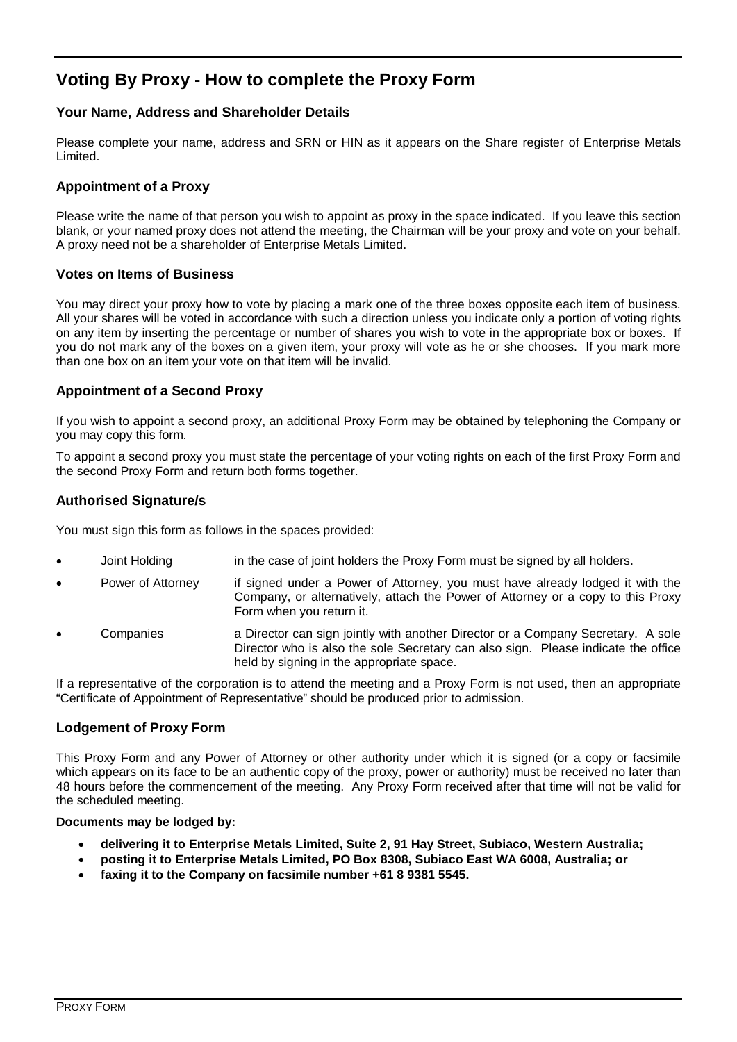# Voting By Proxy - How to complete the Proxy Form

### Your Name, Address and Shareholder Details

Please complete your name, address and SRN or HIN as it appears on the Share register of Enterprise Metals Limited.

### Appointment of a Proxy

Please write the name of that person you wish to appoint as proxy in the space indicated. If you leave this section blank, or your named proxy does not attend the meeting, the Chairman will be your proxy and vote on your behalf. A proxy need not be a shareholder of Enterprise Metals Limited.

### Votes on Items of Business

You may direct your proxy how to vote by placing a mark one of the three boxes opposite each item of business. All your shares will be voted in accordance with such a direction unless you indicate only a portion of voting rights on any item by inserting the percentage or number of shares you wish to vote in the appropriate box or boxes. If you do not mark any of the boxes on a given item, your proxy will vote as he or she chooses. If you mark more than one box on an item your vote on that item will be invalid.

### Appointment of a Second Proxy

If you wish to appoint a second proxy, an additional Proxy Form may be obtained by telephoning the Company or you may copy this form.

To appoint a second proxy you must state the percentage of your voting rights on each of the first Proxy Form and the second Proxy Form and return both forms together.

### Authorised Signature/s

You must sign this form as follows in the spaces provided:

- Joint Holding — in the case of joint holders the Proxy Form must be signed by all holders.
- Power of Attorney — if signed under a Power of Attorney, you must have already lodged it with the Company, or alternatively, attach the Power of Attorney or a copy to this Proxy Form when you return it.
- Companies — a Director can sign jointly with another Director or a Company Secretary. A sole Director who is also the sole Secretary can also sign. Please indicate the office held by signing in the appropriate space.

If a representative of the corporation is to attend the meeting and a Proxy Form is not used, then an appropriate "Certificate of Appointment of Representative" should be produced prior to admission.

### Lodgement of Proxy Form

This Proxy Form and any Power of Attorney or other authority under which it is signed (or a copy or facsimile which appears on its face to be an authentic copy of the proxy, power or authority) must be received no later than 48 hours before the commencement of the meeting. Any Proxy Form received after that time will not be valid for the scheduled meeting.

**Documents may be lodged by:**

- **delivering it to Enterprise Metals Limited, Suite 2, 91 Hay Street, Subiaco, Western Australia;**
- **posting it to Enterprise Metals Limited, PO Box 8308, Subiaco East WA 6008, Australia; or**
- **faxing it to the Company on facsimile number +61 8 9381 5545.**